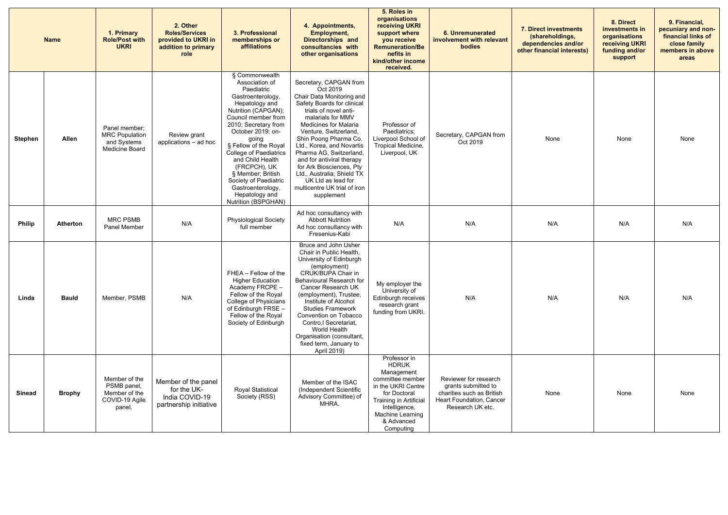| Name | | 1. Primary Role/Post with UKRI | 2. Other Roles/Services provided to UKRI in addition to primary role | 3. Professional memberships or affiliations | 4. Appointments, Employment, Directorships and consultancies with other organisations | 5. Roles in organisations receiving UKRI support where you receive Remuneration/Benefits in kind/other income received. | 6. Unremunerated involvement with relevant bodies | 7. Direct investments (shareholdings, dependencies and/or other financial interests) | 8. Direct investments in organisations receiving UKRI funding and/or support | 9. Financial, pecuniary and non-financial links of close family members in above areas |
|---|---|---|---|---|---|---|---|---|---|---|
| Stephen | Allen | Panel member; MRC Population and Systems Medicine Board | Review grant applications – ad hoc | § Commonwealth Association of Paediatric Gastroenterology, Hepatology and Nutrition (CAPGAN); Council member from 2010; Secretary from October 2019; on-going § Fellow of the Royal College of Paediatrics and Child Health (FRCPCH), UK § Member; British Society of Paediatric Gastroenterology, Hepatology and Nutrition (BSPGHAN) | Secretary, CAPGAN from Oct 2019 Chair Data Monitoring and Safety Boards for clinical trials of novel anti-malarials for MMV Medicines for Malaria Venture, Switzerland, Shin Poong Pharma Co. Ltd., Korea, and Novartis Pharma AG, Switzerland, and for antiviral therapy for Ark Biosciences, Pty Ltd., Australia; Shield TX UK Ltd as lead for multicentre UK trial of iron supplement | Professor of Paediatrics; Liverpool School of Tropical Medicine, Liverpool, UK | Secretary, CAPGAN from Oct 2019 | None | None | None |
| Philip | Atherton | MRC PSMB Panel Member | N/A | Physiological Society full member | Ad hoc consultancy with Abbott Nutrition Ad hoc consultancy with Fresenius-Kabi | N/A | N/A | N/A | N/A | N/A |
| Linda | Bauld | Member, PSMB | N/A | FHEA – Fellow of the Higher Education Academy FRCPE – Fellow of the Royal College of Physicians of Edinburgh FRSE – Fellow of the Royal Society of Edinburgh | Bruce and John Usher Chair in Public Health, University of Edinburgh (employment) CRUK/BUPA Chair in Behavioural Research for Cancer Research UK (employment), Trustee, Institute of Alcohol Studies Framework Convention on Tobacco Contro,l Secretariat, World Health Organisation (consultant, fixed term, January to April 2019) | My employer the University of Edinburgh receives research grant funding from UKRI. | N/A | N/A | N/A | N/A |
| Sinead | Brophy | Member of the PSMB panel, Member of the COVID-19 Agile panel. | Member of the panel for the UK-India COVID-19 partnership initiative | Royal Statistical Society (RSS) | Member of the ISAC (Independent Scientific Advisory Committee) of MHRA. | Professor in HDRUK Management committee member in the UKRI Centre for Doctoral Training in Artificial Intelligence, Machine Learning & Advanced Computing | Reviewer for research grants submitted to charities such as British Heart Foundation, Cancer Research UK etc. | None | None | None |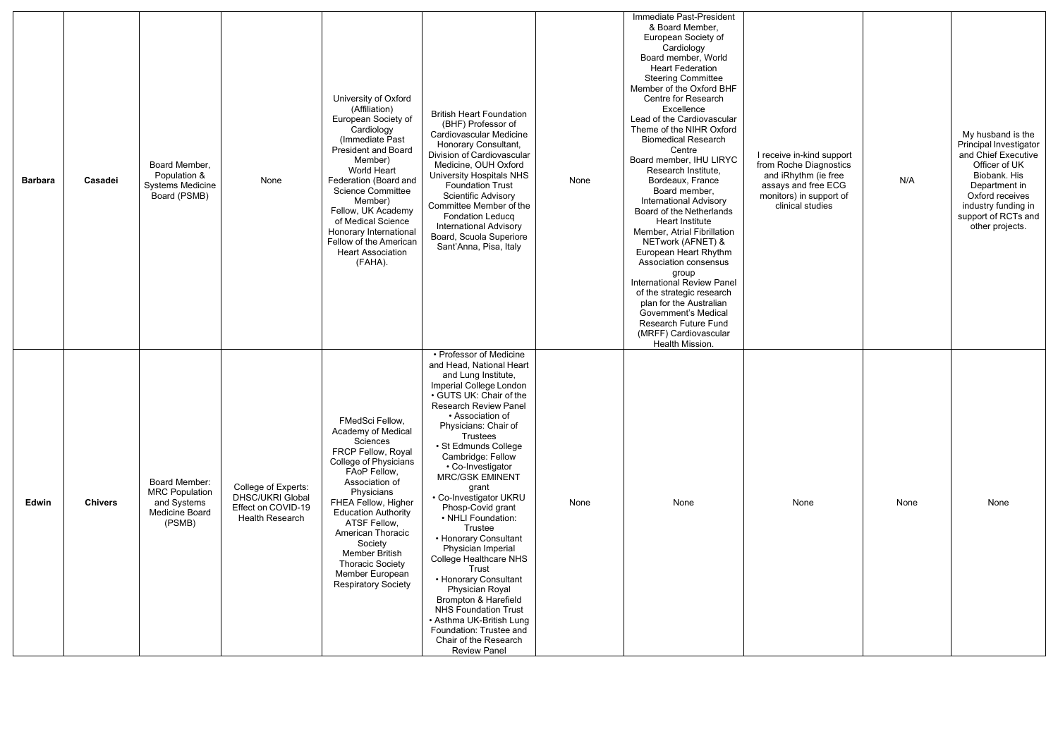| | | | | | | | | | | |
|---|---|---|---|---|---|---|---|---|---|---|
| **Barbara** | **Casadei** | Board Member, Population & Systems Medicine Board (PSMB) | None | University of Oxford (Affiliation)<br>European Society of Cardiology (Immediate Past President and Board Member)<br>World Heart Federation (Board and Science Committee Member)<br>Fellow, UK Academy of Medical Science<br>Honorary International Fellow of the American Heart Association (FAHA). | British Heart Foundation (BHF) Professor of Cardiovascular Medicine<br>Honorary Consultant, Division of Cardiovascular Medicine, OUH Oxford University Hospitals NHS Foundation Trust<br>Scientific Advisory Committee Member of the Fondation Leducq<br>International Advisory Board, Scuola Superiore Sant'Anna, Pisa, Italy | None | Immediate Past-President & Board Member, European Society of Cardiology<br>Board member, World Heart Federation<br>Steering Committee Member of the Oxford BHF Centre for Research Excellence<br>Lead of the Cardiovascular Theme of the NIHR Oxford Biomedical Research Centre<br>Board member, IHU LIRYC Research Institute, Bordeaux, France<br>Board member, International Advisory Board of the Netherlands Heart Institute<br>Member, Atrial Fibrillation NETwork (AFNET) & European Heart Rhythm Association consensus group<br>International Review Panel of the strategic research plan for the Australian Government's Medical Research Future Fund (MRFF) Cardiovascular Health Mission. | I receive in-kind support from Roche Diagnostics and iRhythm (ie free assays and free ECG monitors) in support of clinical studies | N/A | My husband is the Principal Investigator and Chief Executive Officer of UK Biobank. His Department in Oxford receives industry funding in support of RCTs and other projects. |
| **Edwin** | **Chivers** | Board Member: MRC Population and Systems Medicine Board (PSMB) | College of Experts: DHSC/UKRI Global Effect on COVID-19 Health Research | FMedSci Fellow, Academy of Medical Sciences<br>FRCP Fellow, Royal College of Physicians<br>FAoP Fellow, Association of Physicians<br>FHEA Fellow, Higher Education Authority<br>ATSF Fellow, American Thoracic Society<br>Member British Thoracic Society<br>Member European Respiratory Society | • Professor of Medicine and Head, National Heart and Lung Institute, Imperial College London<br>• GUTS UK: Chair of the Research Review Panel<br>• Association of Physicians: Chair of Trustees<br>• St Edmunds College Cambridge: Fellow<br>• Co-Investigator MRC/GSK EMINENT grant<br>• Co-Investigator UKRU Phosp-Covid grant<br>• NHLI Foundation: Trustee<br>• Honorary Consultant Physician Imperial College Healthcare NHS Trust<br>• Honorary Consultant Physician Royal Brompton & Harefield NHS Foundation Trust<br>• Asthma UK-British Lung Foundation: Trustee and Chair of the Research Review Panel | None | None | None | None | None |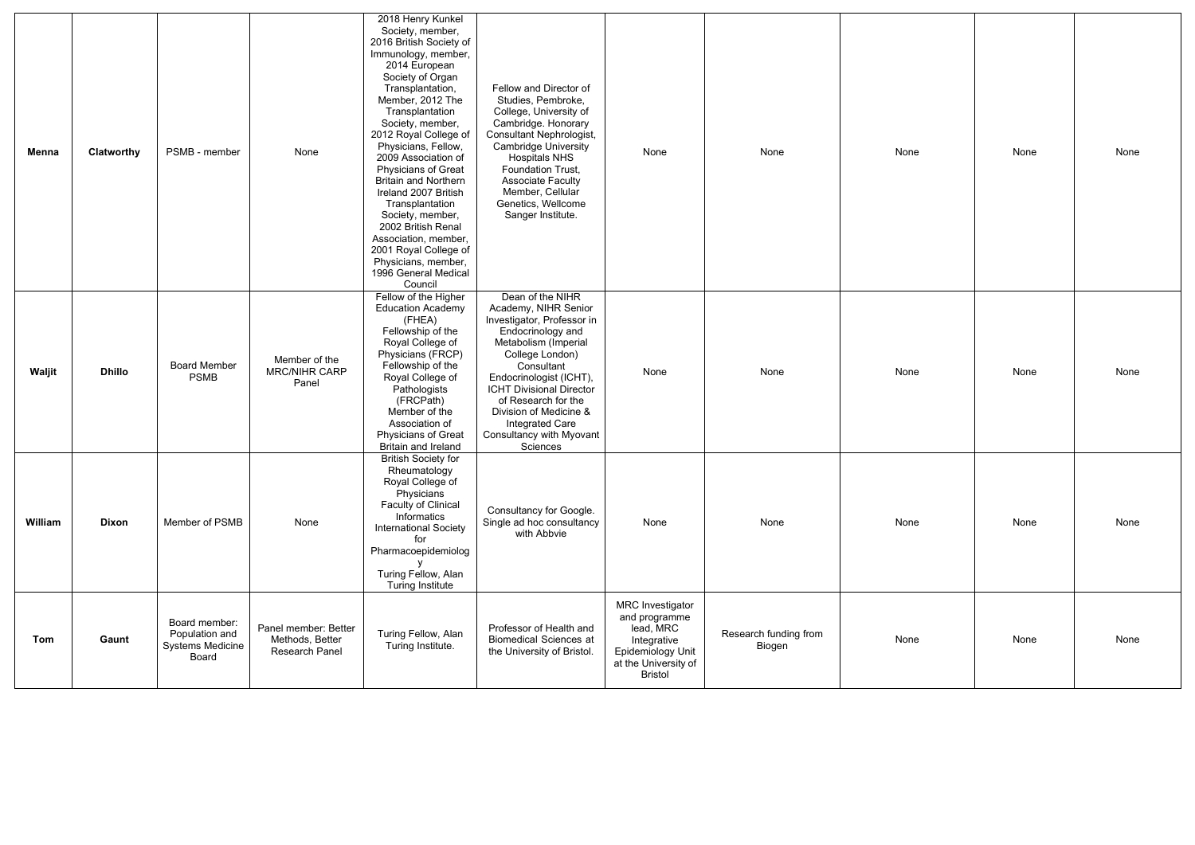| | | | | | | | | | | |
|---|---|---|---|---|---|---|---|---|---|---|
| **Menna** | **Clatworthy** | PSMB - member | None | 2018 Henry Kunkel Society, member, 2016 British Society of Immunology, member, 2014 European Society of Organ Transplantation, Member, 2012 The Transplantation Society, member, 2012 Royal College of Physicians, Fellow, 2009 Association of Physicians of Great Britain and Northern Ireland 2007 British Transplantation Society, member, 2002 British Renal Association, member, 2001 Royal College of Physicians, member, 1996 General Medical Council | Fellow and Director of Studies, Pembroke, College, University of Cambridge. Honorary Consultant Nephrologist, Cambridge University Hospitals NHS Foundation Trust, Associate Faculty Member, Cellular Genetics, Wellcome Sanger Institute. | None | None | None | None | None |
| **Waljit** | **Dhillo** | Board Member PSMB | Member of the MRC/NIHR CARP Panel | Fellow of the Higher Education Academy (FHEA) Fellowship of the Royal College of Physicians (FRCP) Fellowship of the Royal College of Pathologists (FRCPath) Member of the Association of Physicians of Great Britain and Ireland | Dean of the NIHR Academy, NIHR Senior Investigator, Professor in Endocrinology and Metabolism (Imperial College London) Consultant Endocrinologist (ICHT), ICHT Divisional Director of Research for the Division of Medicine & Integrated Care Consultancy with Myovant Sciences | None | None | None | None | None |
| **William** | **Dixon** | Member of PSMB | None | British Society for Rheumatology Royal College of Physicians Faculty of Clinical Informatics International Society for Pharmacoepidemiology Turing Fellow, Alan Turing Institute | Consultancy for Google. Single ad hoc consultancy with Abbvie | None | None | None | None | None |
| **Tom** | **Gaunt** | Board member: Population and Systems Medicine Board | Panel member: Better Methods, Better Research Panel | Turing Fellow, Alan Turing Institute. | Professor of Health and Biomedical Sciences at the University of Bristol. | MRC Investigator and programme lead, MRC Integrative Epidemiology Unit at the University of Bristol | Research funding from Biogen | None | None | None |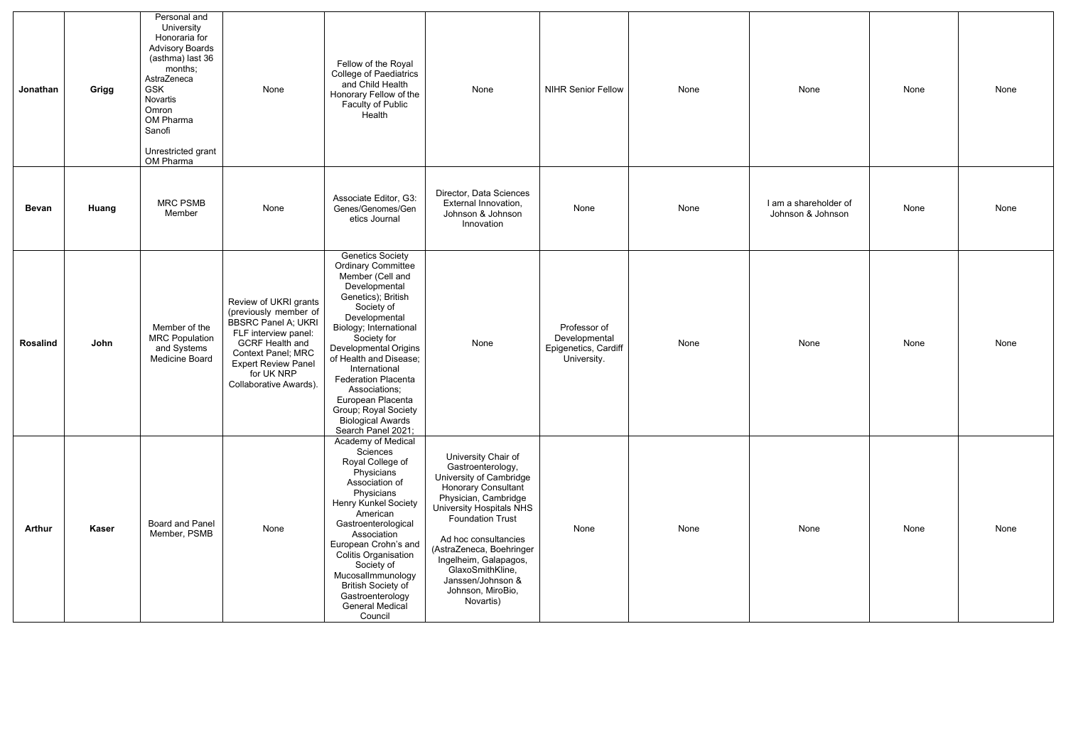| | | | | | | | | | | |
|---|---|---|---|---|---|---|---|---|---|---|
| **Jonathan** | **Grigg** | Personal and University Honoraria for Advisory Boards (asthma) last 36 months; AstraZeneca GSK Novartis Omron OM Pharma Sanofi<br><br>Unrestricted grant OM Pharma | None | Fellow of the Royal College of Paediatrics and Child Health Honorary Fellow of the Faculty of Public Health | None | NIHR Senior Fellow | None | None | None | None |
| **Bevan** | **Huang** | MRC PSMB Member | None | Associate Editor, G3: Genes/Genomes/Genetics Journal | Director, Data Sciences External Innovation, Johnson & Johnson Innovation | None | None | I am a shareholder of Johnson & Johnson | None | None |
| **Rosalind** | **John** | Member of the MRC Population and Systems Medicine Board | Review of UKRI grants (previously member of BBSRC Panel A; UKRI FLF interview panel: GCRF Health and Context Panel; MRC Expert Review Panel for UK NRP Collaborative Awards). | Genetics Society Ordinary Committee Member (Cell and Developmental Genetics); British Society of Developmental Biology; International Society for Developmental Origins of Health and Disease; International Federation Placenta Associations; European Placenta Group; Royal Society Biological Awards Search Panel 2021; | None | Professor of Developmental Epigenetics, Cardiff University. | None | None | None | None |
| **Arthur** | **Kaser** | Board and Panel Member, PSMB | None | Academy of Medical Sciences Royal College of Physicians Association of Physicians Henry Kunkel Society American Gastroenterological Association European Crohn's and Colitis Organisation Society of MucosalImmunology British Society of Gastroenterology General Medical Council | University Chair of Gastroenterology, University of Cambridge Honorary Consultant Physician, Cambridge University Hospitals NHS Foundation Trust<br><br>Ad hoc consultancies (AstraZeneca, Boehringer Ingelheim, Galapagos, GlaxoSmithKline, Janssen/Johnson & Johnson, MiroBio, Novartis) | None | None | None | None | None |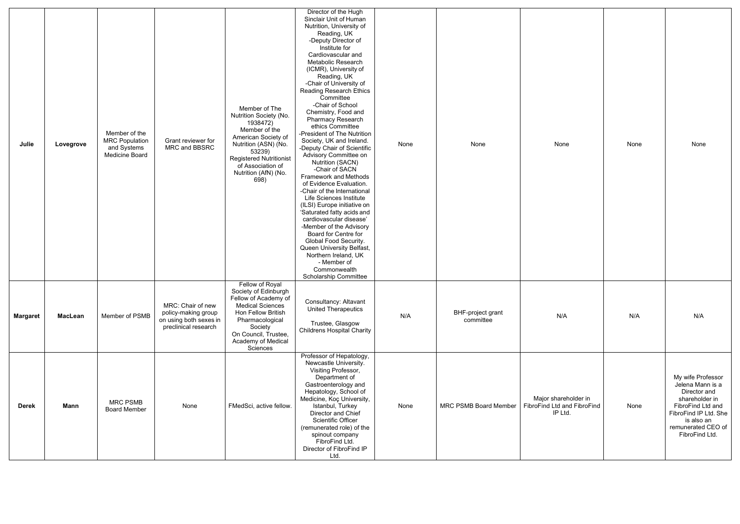| Julie | Lovegrove | Member of the MRC Population and Systems Medicine Board | Grant reviewer for MRC and BBSRC | Member of The Nutrition Society (No. 1938472)<br>Member of the American Society of Nutrition (ASN) (No. 53239)<br>Registered Nutritionist of Association of Nutrition (AfN) (No. 698) | Director of the Hugh Sinclair Unit of Human Nutrition, University of Reading, UK<br>-Deputy Director of Institute for Cardiovascular and Metabolic Research (ICMR), University of Reading, UK<br>-Chair of University of Reading Research Ethics Committee<br>-Chair of School Chemistry, Food and Pharmacy Research ethics Committee<br>-President of The Nutrition Society, UK and Ireland.<br>-Deputy Chair of Scientific Advisory Committee on Nutrition (SACN)<br>-Chair of SACN Framework and Methods of Evidence Evaluation.<br>-Chair of the International Life Sciences Institute (ILSI) Europe initiative on 'Saturated fatty acids and cardiovascular disease'<br>-Member of the Advisory Board for Centre for Global Food Security. Queen University Belfast, Northern Ireland, UK<br>- Member of Commonwealth Scholarship Committee | None | None | None | None | None |
|---|---|---|---|---|---|---|---|---|---|---|
| Margaret | MacLean | Member of PSMB | MRC: Chair of new policy-making group on using both sexes in preclinical research | Fellow of Royal Society of Edinburgh<br>Fellow of Academy of Medical Sciences<br>Hon Fellow British Pharmacological Society<br>On Council, Trustee, Academy of Medical Sciences | Consultancy: Altavant United Therapeutics<br><br>Trustee, Glasgow Childrens Hospital Charity | N/A | BHF-project grant committee | N/A | N/A | N/A |
| Derek | Mann | MRC PSMB Board Member | None | FMedSci, active fellow. | Professor of Hepatology, Newcastle University.<br>Visiting Professor, Department of Gastroenterology and Hepatology, School of Medicine, Koç University, Istanbul, Turkey<br>Director and Chief Scientific Officer (remunerated role) of the spinout company FibroFind Ltd.<br>Director of FibroFind IP Ltd. | None | MRC PSMB Board Member | Major shareholder in FibroFind Ltd and FibroFind IP Ltd. | None | My wife Professor Jelena Mann is a Director and shareholder in FibroFind Ltd and FibroFind IP Ltd. She is also an remunerated CEO of FibroFind Ltd. |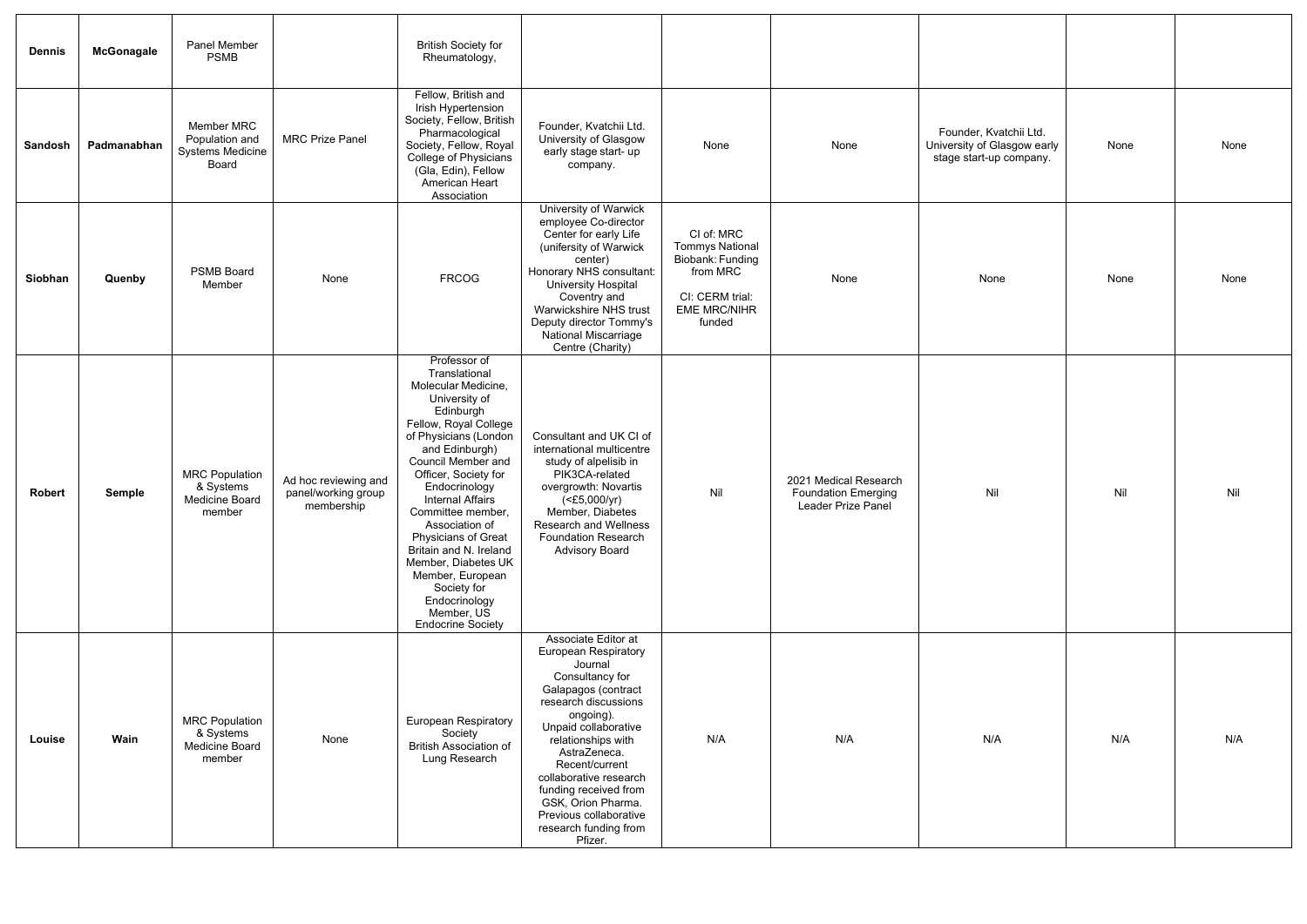| | | | | | | | | | | |
|---|---|---|---|---|---|---|---|---|---|---|
| **Dennis** | **McGonagale** | Panel Member PSMB | | British Society for Rheumatology, | | | | | | |
| **Sandosh** | **Padmanabhan** | Member MRC Population and Systems Medicine Board | MRC Prize Panel | Fellow, British and Irish Hypertension Society, Fellow, British Pharmacological Society, Fellow, Royal College of Physicians (Gla, Edin), Fellow American Heart Association | Founder, Kvatchii Ltd. University of Glasgow early stage start- up company. | None | None | Founder, Kvatchii Ltd. University of Glasgow early stage start-up company. | None | None |
| **Siobhan** | **Quenby** | PSMB Board Member | None | FRCOG | University of Warwick employee Co-director Center for early Life (unifersity of Warwick center) Honorary NHS consultant: University Hospital Coventry and Warwickshire NHS trust Deputy director Tommy's National Miscarriage Centre (Charity) | CI of: MRC Tommys National Biobank: Funding from MRC<br><br>CI: CERM trial: EME MRC/NIHR funded | None | None | None | None |
| **Robert** | **Semple** | MRC Population & Systems Medicine Board member | Ad hoc reviewing and panel/working group membership | Professor of Translational Molecular Medicine, University of Edinburgh Fellow, Royal College of Physicians (London and Edinburgh) Council Member and Officer, Society for Endocrinology Internal Affairs Committee member, Association of Physicians of Great Britain and N. Ireland Member, Diabetes UK Member, European Society for Endocrinology Member, US Endocrine Society | Consultant and UK CI of international multicentre study of alpelisib in PIK3CA-related overgrowth: Novartis (<£5,000/yr) Member, Diabetes Research and Wellness Foundation Research Advisory Board | Nil | 2021 Medical Research Foundation Emerging Leader Prize Panel | Nil | Nil | Nil |
| **Louise** | **Wain** | MRC Population & Systems Medicine Board member | None | European Respiratory Society British Association of Lung Research | Associate Editor at European Respiratory Journal Consultancy for Galapagos (contract research discussions ongoing). Unpaid collaborative relationships with AstraZeneca. Recent/current collaborative research funding received from GSK, Orion Pharma. Previous collaborative research funding from Pfizer. | N/A | N/A | N/A | N/A | N/A |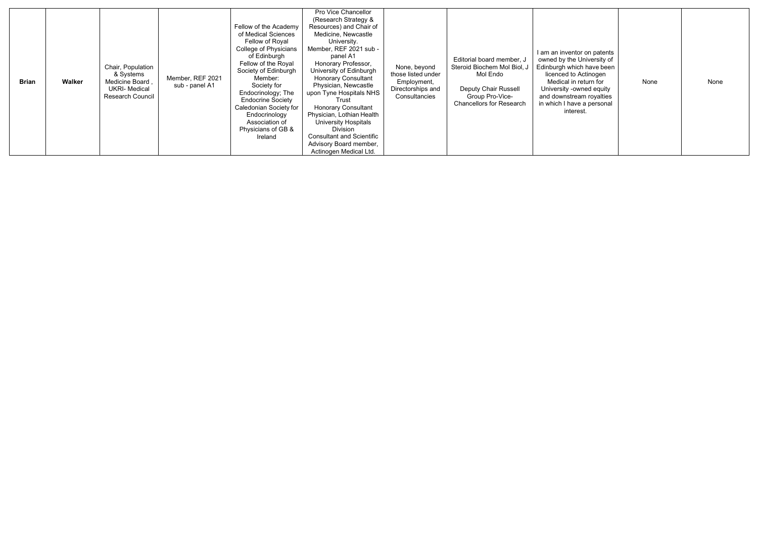| | | | | | | | | | | |
|---|---|---|---|---|---|---|---|---|---|---|
| **Brian** | **Walker** | Chair, Population & Systems Medicine Board , UKRI- Medical Research Council | Member, REF 2021 sub - panel A1 | Fellow of the Academy of Medical Sciences Fellow of Royal College of Physicians of Edinburgh Fellow of the Royal Society of Edinburgh Member: Society for Endocrinology; The Endocrine Society Caledonian Society for Endocrinology Association of Physicians of GB & Ireland | Pro Vice Chancellor (Research Strategy & Resources) and Chair of Medicine, Newcastle University. Member, REF 2021 sub - panel A1 Honorary Professor, University of Edinburgh Honorary Consultant Physician, Newcastle upon Tyne Hospitals NHS Trust Honorary Consultant Physician, Lothian Health University Hospitals Division Consultant and Scientific Advisory Board member, Actinogen Medical Ltd. | None, beyond those listed under Employment, Directorships and Consultancies | Editorial board member, J Steroid Biochem Mol Biol, J Mol Endo<br><br>Deputy Chair Russell Group Pro-Vice-Chancellors for Research | I am an inventor on patents owned by the University of Edinburgh which have been licenced to Actinogen Medical in return for University -owned equity and downstream royalties in which I have a personal interest. | None | None |